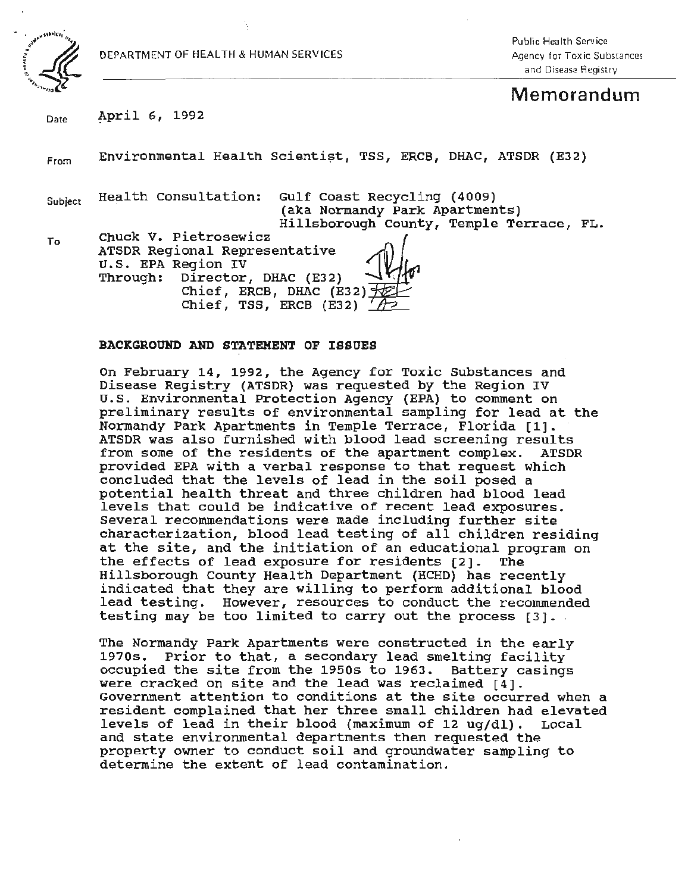DEPARTMENT OF HEALTH & HUMAN SERVICES

Public Health Service
Agency for Toxic Substances and Disease Registry

# Memorandum

**Date** April 6, 1992

**From** Environmental Health Scientist, TSS, ERCB, DHAC, ATSDR (E32)

**Subject** Health Consultation: Gulf Coast Recycling (4009)
(aka Normandy Park Apartments)
Hillsborough County, Temple Terrace, FL.

**To** Chuck V. Pietrosewicz
ATSDR Regional Representative
U.S. EPA Region IV
Through: Director, DHAC (E32)
Chief, ERCB, DHAC (E32)
Chief, TSS, ERCB (E32)

**BACKGROUND AND STATEMENT OF ISSUES**

On February 14, 1992, the Agency for Toxic Substances and Disease Registry (ATSDR) was requested by the Region IV U.S. Environmental Protection Agency (EPA) to comment on preliminary results of environmental sampling for lead at the Normandy Park Apartments in Temple Terrace, Florida [1]. ATSDR was also furnished with blood lead screening results from some of the residents of the apartment complex. ATSDR provided EPA with a verbal response to that request which concluded that the levels of lead in the soil posed a potential health threat and three children had blood lead levels that could be indicative of recent lead exposures. Several recommendations were made including further site characterization, blood lead testing of all children residing at the site, and the initiation of an educational program on the effects of lead exposure for residents [2]. The Hillsborough County Health Department (HCHD) has recently indicated that they are willing to perform additional blood lead testing. However, resources to conduct the recommended testing may be too limited to carry out the process [3].

The Normandy Park Apartments were constructed in the early 1970s. Prior to that, a secondary lead smelting facility occupied the site from the 1950s to 1963. Battery casings were cracked on site and the lead was reclaimed [4]. Government attention to conditions at the site occurred when a resident complained that her three small children had elevated levels of lead in their blood (maximum of 12 ug/dl). Local and state environmental departments then requested the property owner to conduct soil and groundwater sampling to determine the extent of lead contamination.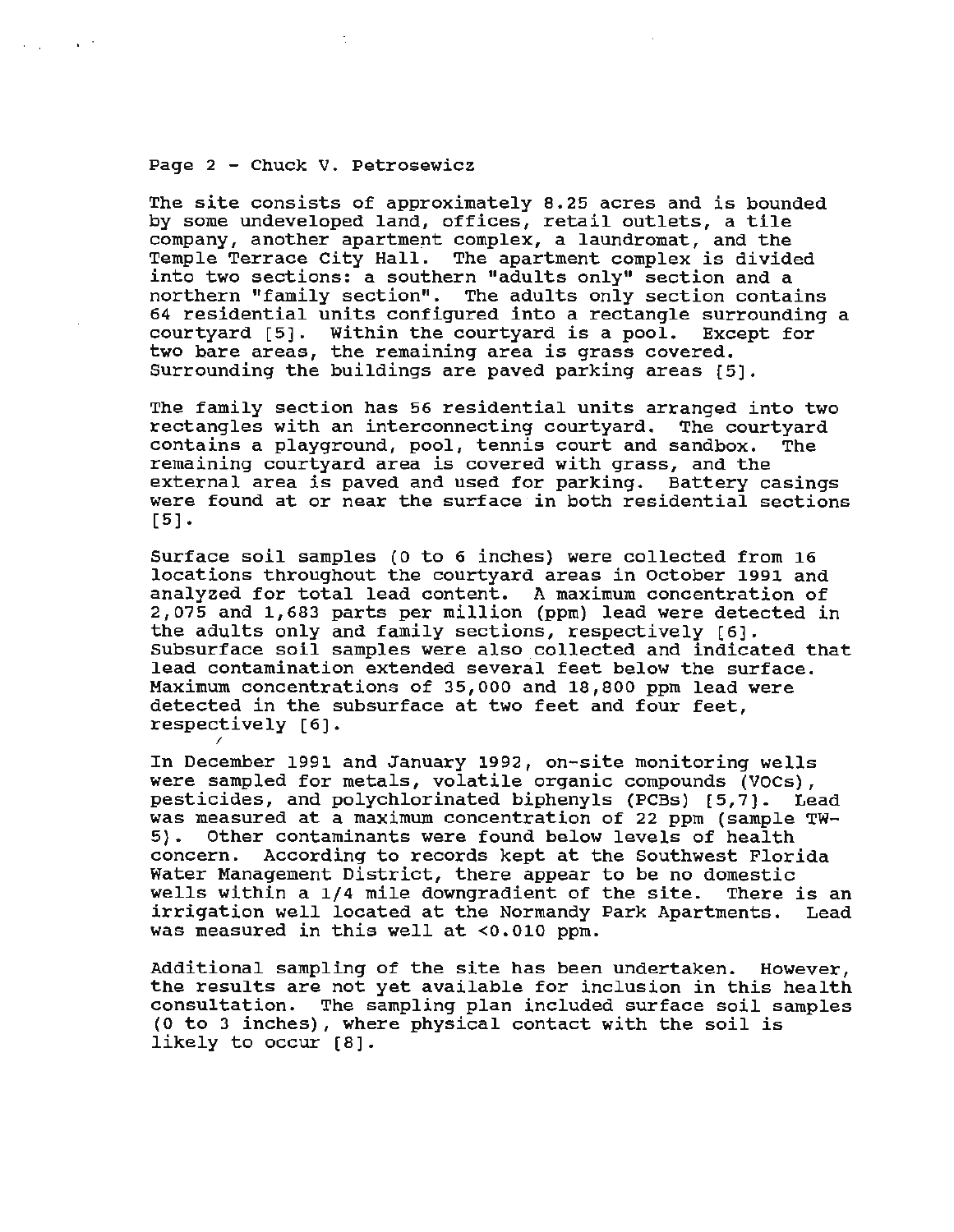The site consists of approximately 8.25 acres and is bounded by some undeveloped land, offices, retail outlets, a tile company, another apartment complex, a laundromat, and the Temple Terrace City Hall. The apartment complex is divided into two sections: a southern "adults only" section and a northern "family section". The adults only section contains 64 residential units configured into a rectangle surrounding a courtyard [5]. Within the courtyard is a pool. Except for two bare areas, the remaining area is grass covered. Surrounding the buildings are paved parking areas [5].

The family section has 56 residential units arranged into two rectangles with an interconnecting courtyard. The courtyard contains a playground, pool, tennis court and sandbox. The remaining courtyard area is covered with grass, and the external area is paved and used for parking. Battery casings were found at or near the surface in both residential sections [5].

Surface soil samples (0 to 6 inches) were collected from 16 locations throughout the courtyard areas in October 1991 and analyzed for total lead content. A maximum concentration of 2,075 and 1,683 parts per million (ppm) lead were detected in the adults only and family sections, respectively [6]. Subsurface soil samples were also collected and indicated that lead contamination extended several feet below the surface. Maximum concentrations of 35,000 and 18,800 ppm lead were detected in the subsurface at two feet and four feet, respectively [6].

In December 1991 and January 1992, on-site monitoring wells were sampled for metals, volatile organic compounds (VOCs), pesticides, and polychlorinated biphenyls (PCBs) [5,7]. Lead was measured at a maximum concentration of 22 ppm (sample TW-5). Other contaminants were found below levels of health concern. According to records kept at the Southwest Florida Water Management District, there appear to be no domestic wells within a 1/4 mile downgradient of the site. There is an irrigation well located at the Normandy Park Apartments. Lead was measured in this well at <0.010 ppm.

Additional sampling of the site has been undertaken. However, the results are not yet available for inclusion in this health consultation. The sampling plan included surface soil samples (0 to 3 inches), where physical contact with the soil is likely to occur [8].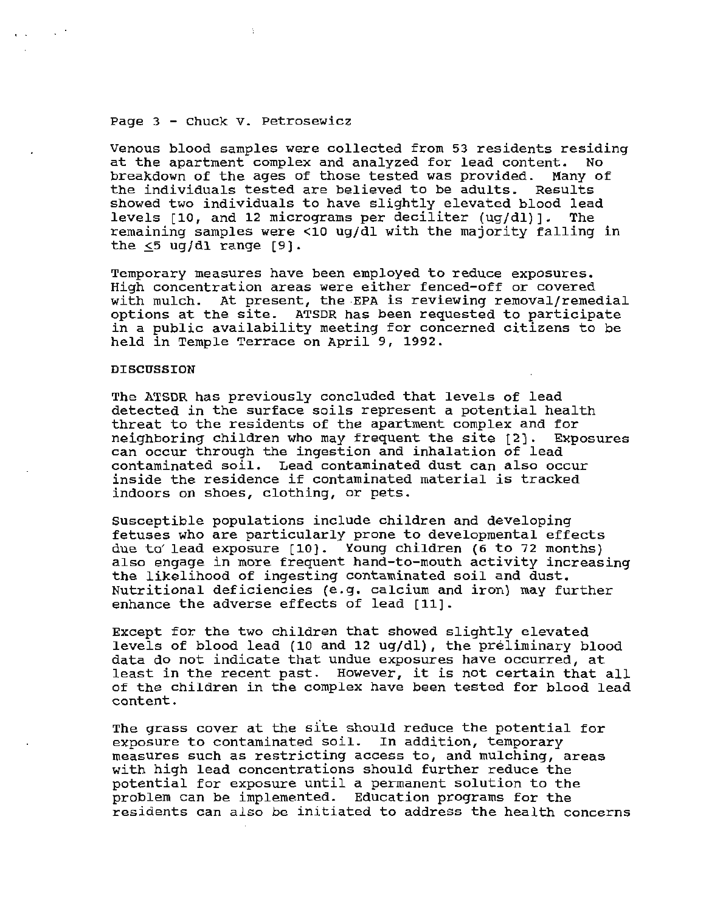Page 3 - Chuck V. Petrosewicz

Venous blood samples were collected from 53 residents residing at the apartment complex and analyzed for lead content. No breakdown of the ages of those tested was provided. Many of the individuals tested are believed to be adults. Results showed two individuals to have slightly elevated blood lead levels [10, and 12 micrograms per deciliter (ug/dl)]. The remaining samples were <10 ug/dl with the majority falling in the ≤5 ug/dl range [9].

Temporary measures have been employed to reduce exposures. High concentration areas were either fenced-off or covered with mulch. At present, the EPA is reviewing removal/remedial options at the site. ATSDR has been requested to participate in a public availability meeting for concerned citizens to be held in Temple Terrace on April 9, 1992.

## DISCUSSION

The ATSDR has previously concluded that levels of lead detected in the surface soils represent a potential health threat to the residents of the apartment complex and for neighboring children who may frequent the site [2]. Exposures can occur through the ingestion and inhalation of lead contaminated soil. Lead contaminated dust can also occur inside the residence if contaminated material is tracked indoors on shoes, clothing, or pets.

Susceptible populations include children and developing fetuses who are particularly prone to developmental effects due to lead exposure [10]. Young children (6 to 72 months) also engage in more frequent hand-to-mouth activity increasing the likelihood of ingesting contaminated soil and dust. Nutritional deficiencies (e.g. calcium and iron) may further enhance the adverse effects of lead [11].

Except for the two children that showed slightly elevated levels of blood lead (10 and 12 ug/dl), the preliminary blood data do not indicate that undue exposures have occurred, at least in the recent past. However, it is not certain that all of the children in the complex have been tested for blood lead content.

The grass cover at the site should reduce the potential for exposure to contaminated soil. In addition, temporary measures such as restricting access to, and mulching, areas with high lead concentrations should further reduce the potential for exposure until a permanent solution to the problem can be implemented. Education programs for the residents can also be initiated to address the health concerns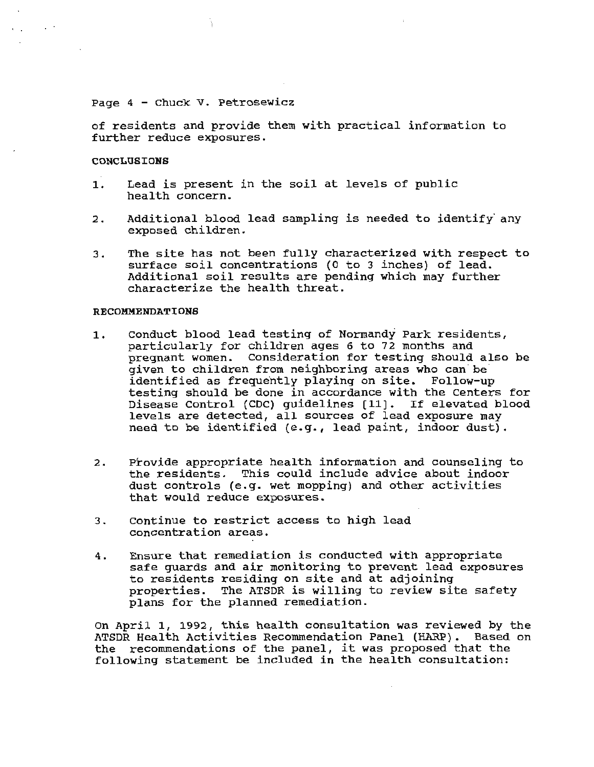of residents and provide them with practical information to further reduce exposures.

**CONCLUSIONS**

1. Lead is present in the soil at levels of public health concern.

2. Additional blood lead sampling is needed to identify any exposed children.

3. The site has not been fully characterized with respect to surface soil concentrations (0 to 3 inches) of lead. Additional soil results are pending which may further characterize the health threat.

**RECOMMENDATIONS**

1. Conduct blood lead testing of Normandy Park residents, particularly for children ages 6 to 72 months and pregnant women. Consideration for testing should also be given to children from neighboring areas who can be identified as frequently playing on site. Follow-up testing should be done in accordance with the Centers for Disease Control (CDC) guidelines [11]. If elevated blood levels are detected, all sources of lead exposure may need to be identified (e.g., lead paint, indoor dust).

2. Provide appropriate health information and counseling to the residents. This could include advice about indoor dust controls (e.g. wet mopping) and other activities that would reduce exposures.

3. Continue to restrict access to high lead concentration areas.

4. Ensure that remediation is conducted with appropriate safe guards and air monitoring to prevent lead exposures to residents residing on site and at adjoining properties. The ATSDR is willing to review site safety plans for the planned remediation.

On April 1, 1992, this health consultation was reviewed by the ATSDR Health Activities Recommendation Panel (HARP). Based on the recommendations of the panel, it was proposed that the following statement be included in the health consultation: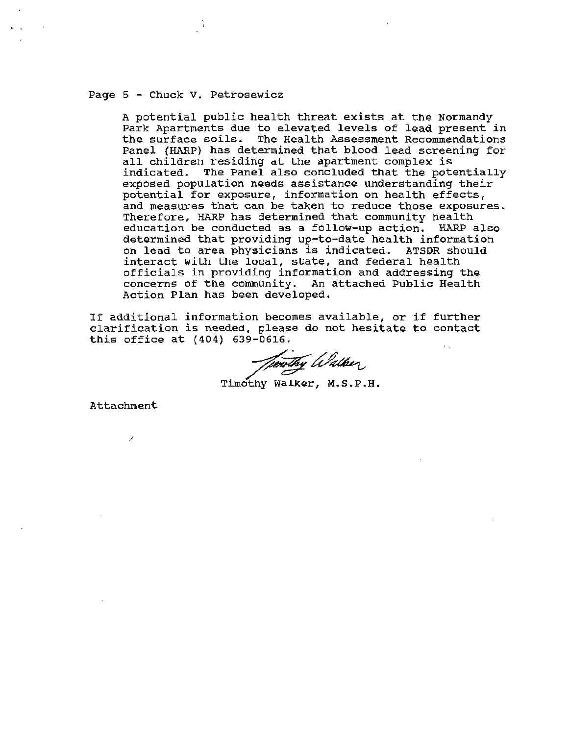Page 5 - Chuck V. Petrosewicz

> A potential public health threat exists at the Normandy Park Apartments due to elevated levels of lead present in the surface soils. The Health Assessment Recommendations Panel (HARP) has determined that blood lead screening for all children residing at the apartment complex is indicated. The Panel also concluded that the potentially exposed population needs assistance understanding their potential for exposure, information on health effects, and measures that can be taken to reduce those exposures. Therefore, HARP has determined that community health education be conducted as a follow-up action. HARP also determined that providing up-to-date health information on lead to area physicians is indicated. ATSDR should interact with the local, state, and federal health officials in providing information and addressing the concerns of the community. An attached Public Health Action Plan has been developed.

If additional information becomes available, or if further clarification is needed, please do not hesitate to contact this office at (404) 639-0616.

Timothy Walker

Timothy Walker, M.S.P.H.

Attachment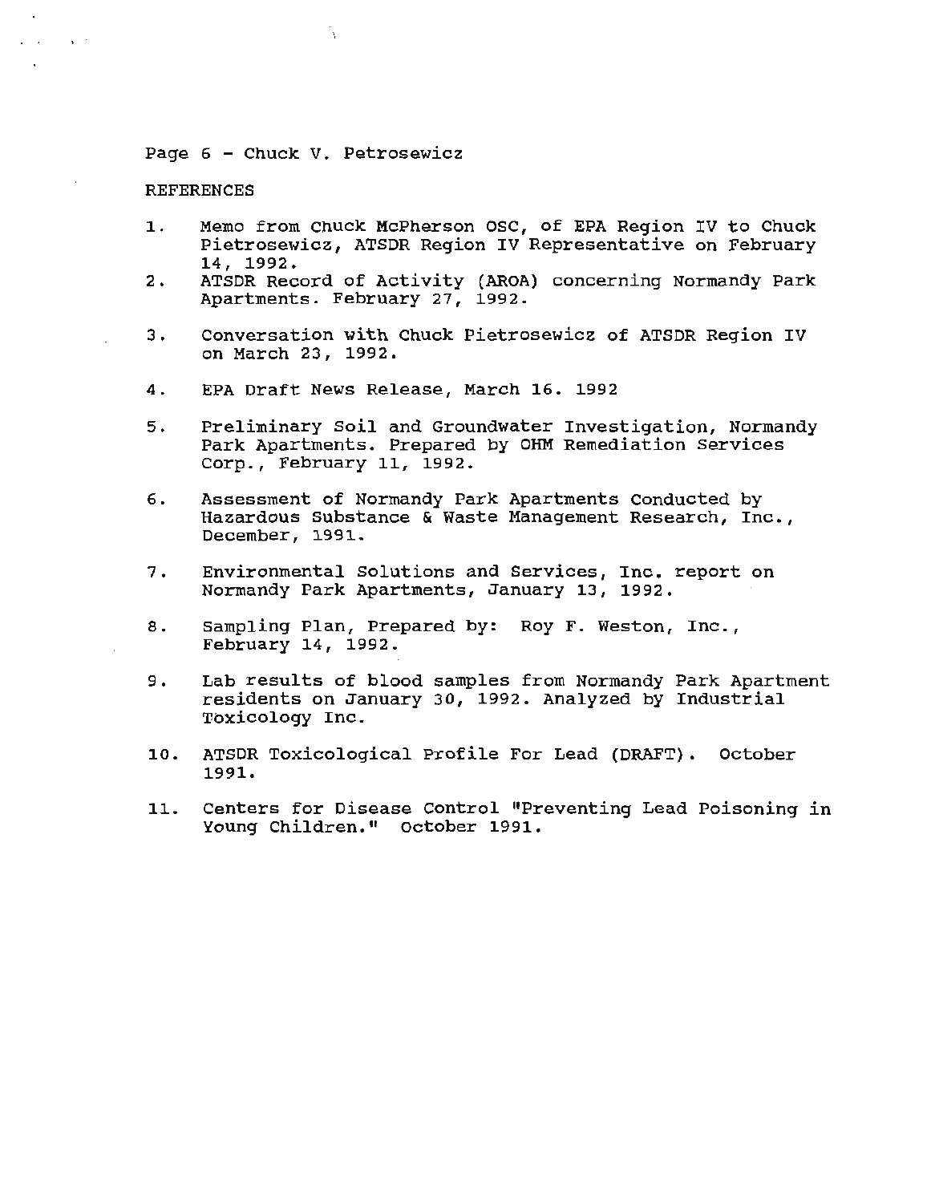REFERENCES

1. Memo from Chuck McPherson OSC, of EPA Region IV to Chuck Pietrosewicz, ATSDR Region IV Representative on February 14, 1992.
2. ATSDR Record of Activity (AROA) concerning Normandy Park Apartments. February 27, 1992.
3. Conversation with Chuck Pietrosewicz of ATSDR Region IV on March 23, 1992.
4. EPA Draft News Release, March 16. 1992
5. Preliminary Soil and Groundwater Investigation, Normandy Park Apartments. Prepared by OHM Remediation Services Corp., February 11, 1992.
6. Assessment of Normandy Park Apartments Conducted by Hazardous Substance & Waste Management Research, Inc., December, 1991.
7. Environmental Solutions and Services, Inc. report on Normandy Park Apartments, January 13, 1992.
8. Sampling Plan, Prepared by: Roy F. Weston, Inc., February 14, 1992.
9. Lab results of blood samples from Normandy Park Apartment residents on January 30, 1992. Analyzed by Industrial Toxicology Inc.
10. ATSDR Toxicological Profile For Lead (DRAFT). October 1991.
11. Centers for Disease Control "Preventing Lead Poisoning in Young Children." October 1991.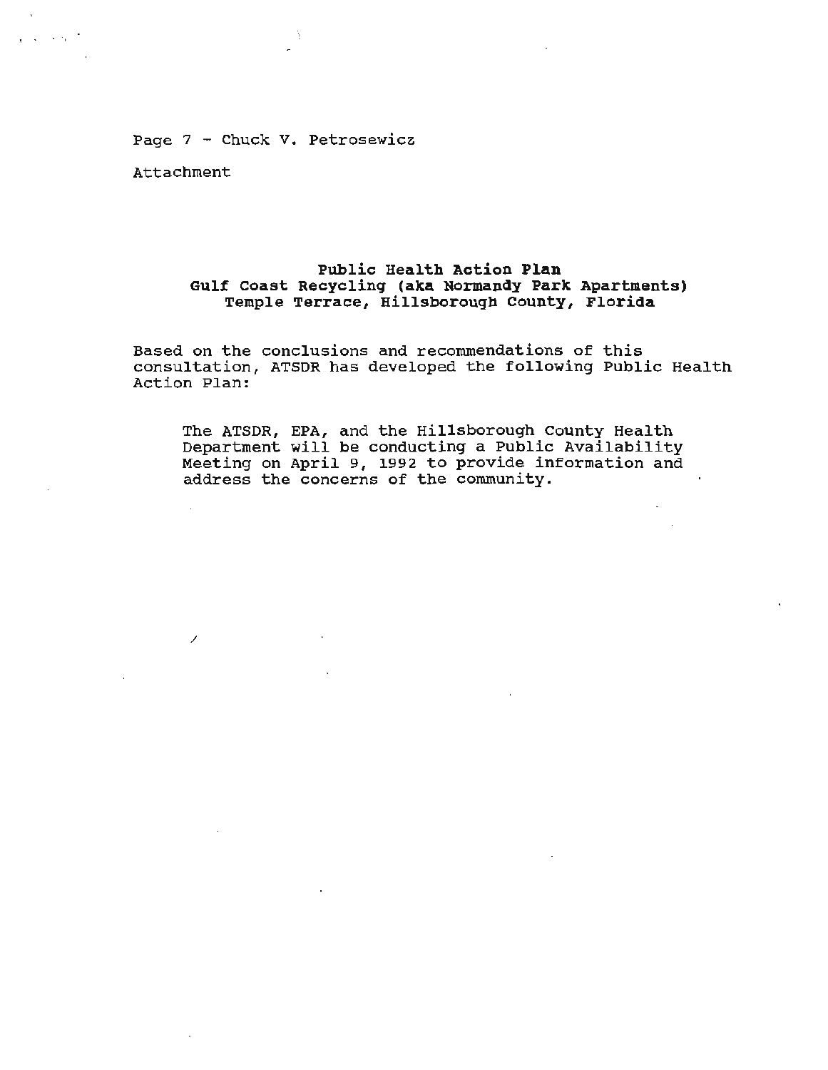Attachment

**Public Health Action Plan**
**Gulf Coast Recycling (aka Normandy Park Apartments)**
**Temple Terrace, Hillsborough County, Florida**

Based on the conclusions and recommendations of this consultation, ATSDR has developed the following Public Health Action Plan:

The ATSDR, EPA, and the Hillsborough County Health Department will be conducting a Public Availability Meeting on April 9, 1992 to provide information and address the concerns of the community.